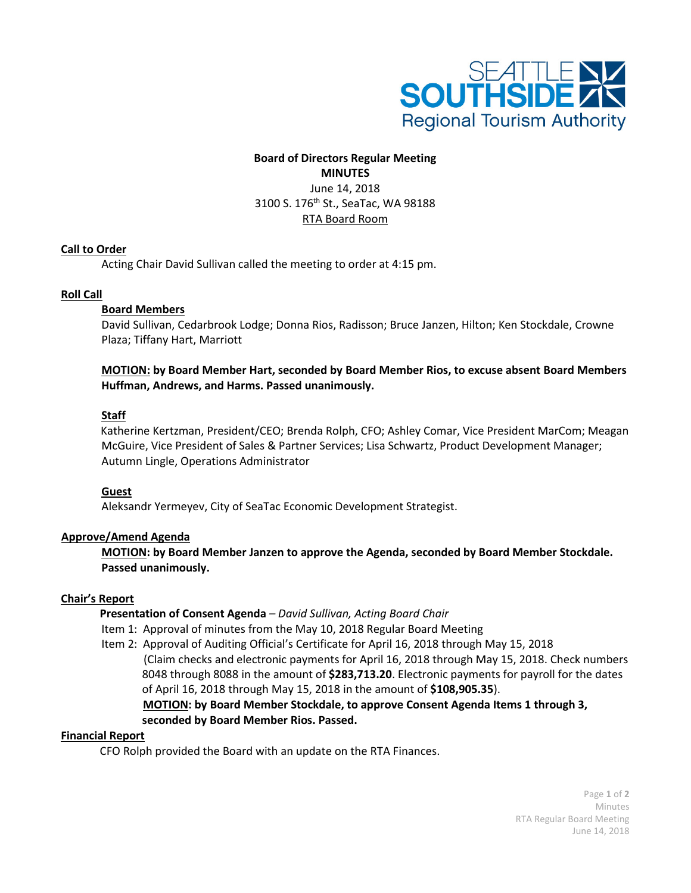SEATTLE SOUTHSIDE
Regional Tourism Authority

**Board of Directors Regular Meeting**
**MINUTES**
June 14, 2018
3100 S. 176th St., SeaTac, WA 98188
RTA Board Room

## Call to Order

Acting Chair David Sullivan called the meeting to order at 4:15 pm.

## Roll Call

### Board Members

David Sullivan, Cedarbrook Lodge; Donna Rios, Radisson; Bruce Janzen, Hilton; Ken Stockdale, Crowne Plaza; Tiffany Hart, Marriott

**MOTION: by Board Member Hart, seconded by Board Member Rios, to excuse absent Board Members Huffman, Andrews, and Harms. Passed unanimously.**

### Staff

Katherine Kertzman, President/CEO; Brenda Rolph, CFO; Ashley Comar, Vice President MarCom; Meagan McGuire, Vice President of Sales & Partner Services; Lisa Schwartz, Product Development Manager; Autumn Lingle, Operations Administrator

### Guest

Aleksandr Yermeyev, City of SeaTac Economic Development Strategist.

## Approve/Amend Agenda

**MOTION: by Board Member Janzen to approve the Agenda, seconded by Board Member Stockdale. Passed unanimously.**

## Chair's Report

**Presentation of Consent Agenda** – *David Sullivan, Acting Board Chair*

Item 1: Approval of minutes from the May 10, 2018 Regular Board Meeting

Item 2: Approval of Auditing Official's Certificate for April 16, 2018 through May 15, 2018
(Claim checks and electronic payments for April 16, 2018 through May 15, 2018. Check numbers 8048 through 8088 in the amount of **$283,713.20**. Electronic payments for payroll for the dates of April 16, 2018 through May 15, 2018 in the amount of **$108,905.35**).

**MOTION: by Board Member Stockdale, to approve Consent Agenda Items 1 through 3, seconded by Board Member Rios. Passed.**

## Financial Report

CFO Rolph provided the Board with an update on the RTA Finances.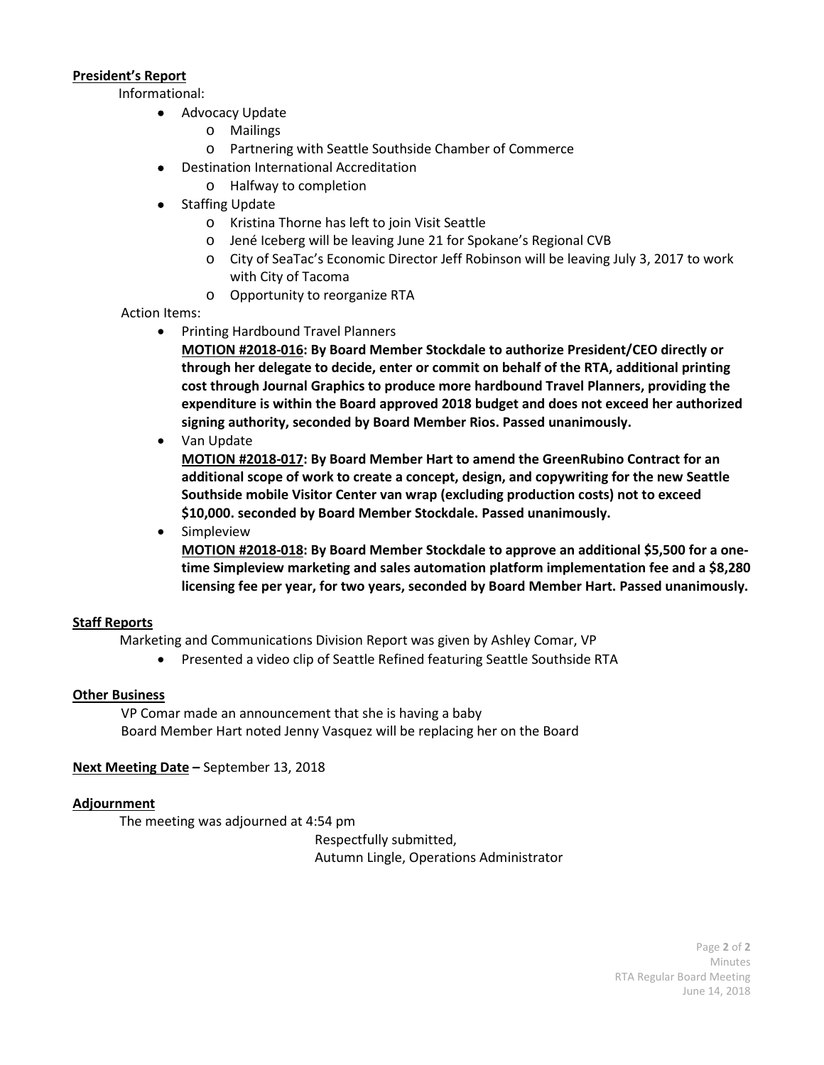**President's Report**

Informational:

- Advocacy Update
  - Mailings
  - Partnering with Seattle Southside Chamber of Commerce
- Destination International Accreditation
  - Halfway to completion
- Staffing Update
  - Kristina Thorne has left to join Visit Seattle
  - Jené Iceberg will be leaving June 21 for Spokane's Regional CVB
  - City of SeaTac's Economic Director Jeff Robinson will be leaving July 3, 2017 to work with City of Tacoma
  - Opportunity to reorganize RTA

Action Items:

- Printing Hardbound Travel Planners
  **MOTION #2018-016: By Board Member Stockdale to authorize President/CEO directly or through her delegate to decide, enter or commit on behalf of the RTA, additional printing cost through Journal Graphics to produce more hardbound Travel Planners, providing the expenditure is within the Board approved 2018 budget and does not exceed her authorized signing authority, seconded by Board Member Rios. Passed unanimously.**
- Van Update
  **MOTION #2018-017: By Board Member Hart to amend the GreenRubino Contract for an additional scope of work to create a concept, design, and copywriting for the new Seattle Southside mobile Visitor Center van wrap (excluding production costs) not to exceed $10,000. seconded by Board Member Stockdale. Passed unanimously.**
- Simpleview
  **MOTION #2018-018: By Board Member Stockdale to approve an additional $5,500 for a one-time Simpleview marketing and sales automation platform implementation fee and a $8,280 licensing fee per year, for two years, seconded by Board Member Hart. Passed unanimously.**

**Staff Reports**

Marketing and Communications Division Report was given by Ashley Comar, VP

- Presented a video clip of Seattle Refined featuring Seattle Southside RTA

**Other Business**

VP Comar made an announcement that she is having a baby
Board Member Hart noted Jenny Vasquez will be replacing her on the Board

**Next Meeting Date –** September 13, 2018

**Adjournment**

The meeting was adjourned at 4:54 pm

Respectfully submitted,
Autumn Lingle, Operations Administrator